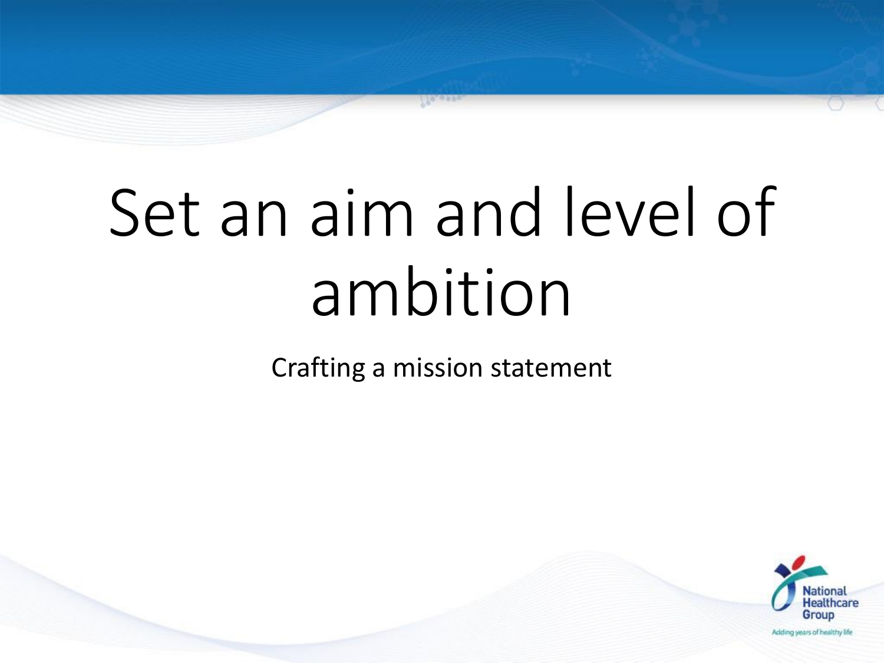# Set an aim and level of ambition

Crafting a mission statement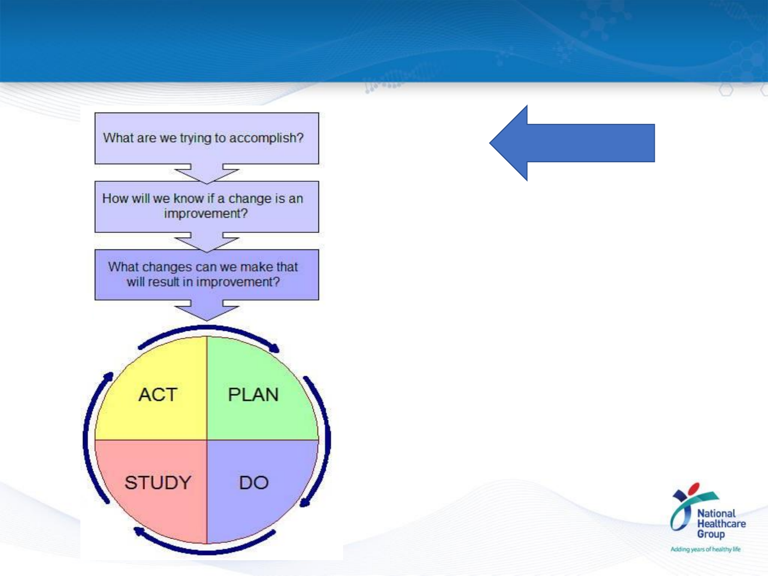What are we trying to accomplish?

How will we know if a change is an improvement?

What changes can we make that will result in improvement?

ACT

PLAN

STUDY

DO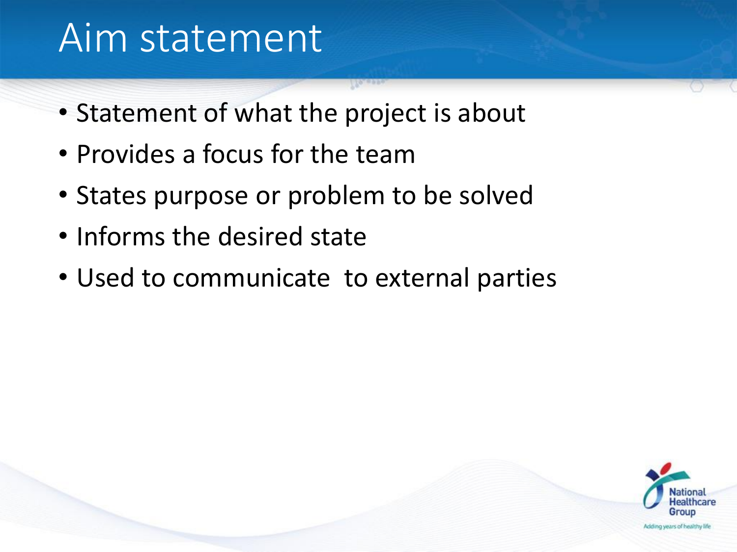# Aim statement

- Statement of what the project is about
- Provides a focus for the team
- States purpose or problem to be solved
- Informs the desired state
- Used to communicate to external parties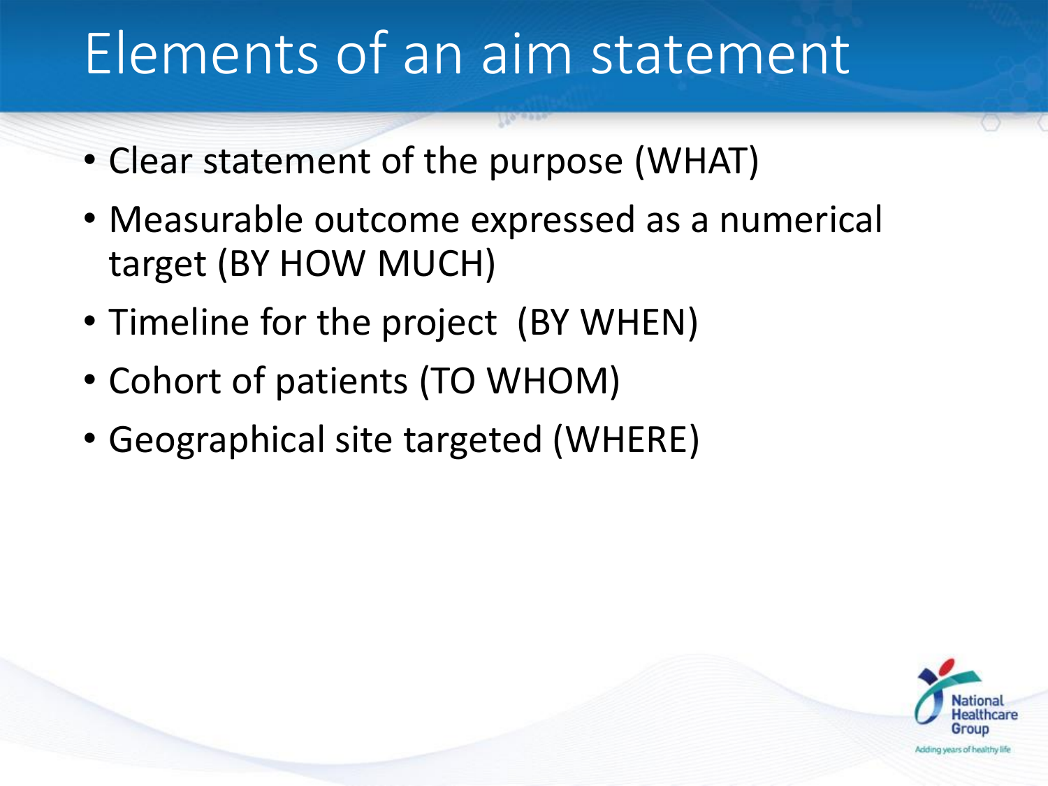# Elements of an aim statement

- Clear statement of the purpose (WHAT)
- Measurable outcome expressed as a numerical target (BY HOW MUCH)
- Timeline for the project (BY WHEN)
- Cohort of patients (TO WHOM)
- Geographical site targeted (WHERE)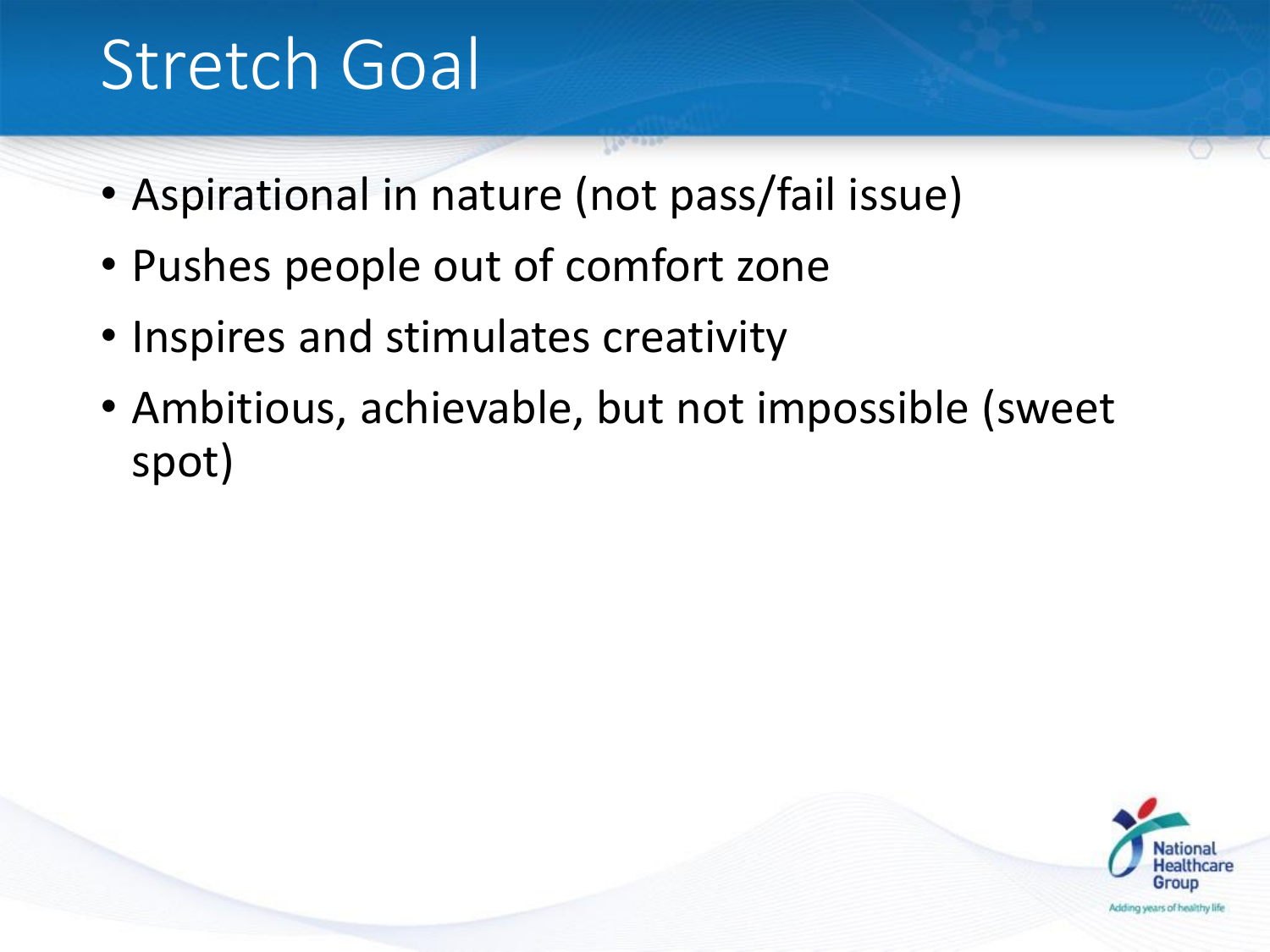# Stretch Goal

- Aspirational in nature (not pass/fail issue)
- Pushes people out of comfort zone
- Inspires and stimulates creativity
- Ambitious, achievable, but not impossible (sweet spot)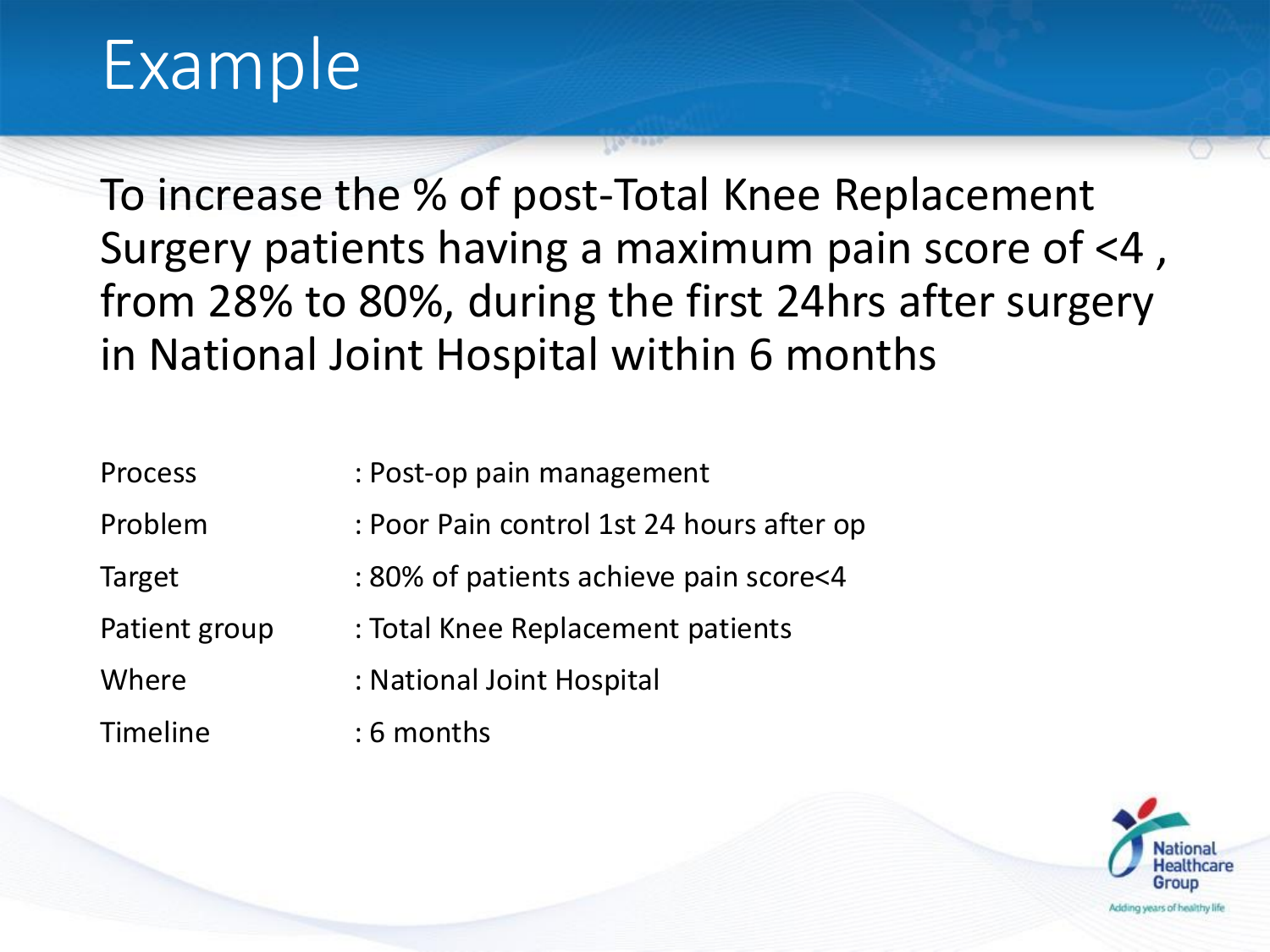# Example

To increase the % of post-Total Knee Replacement Surgery patients having a maximum pain score of <4 , from 28% to 80%, during the first 24hrs after surgery in National Joint Hospital within 6 months

| | |
|---|---|
| Process | : Post-op pain management |
| Problem | : Poor Pain control 1st 24 hours after op |
| Target | : 80% of patients achieve pain score<4 |
| Patient group | : Total Knee Replacement patients |
| Where | : National Joint Hospital |
| Timeline | : 6 months |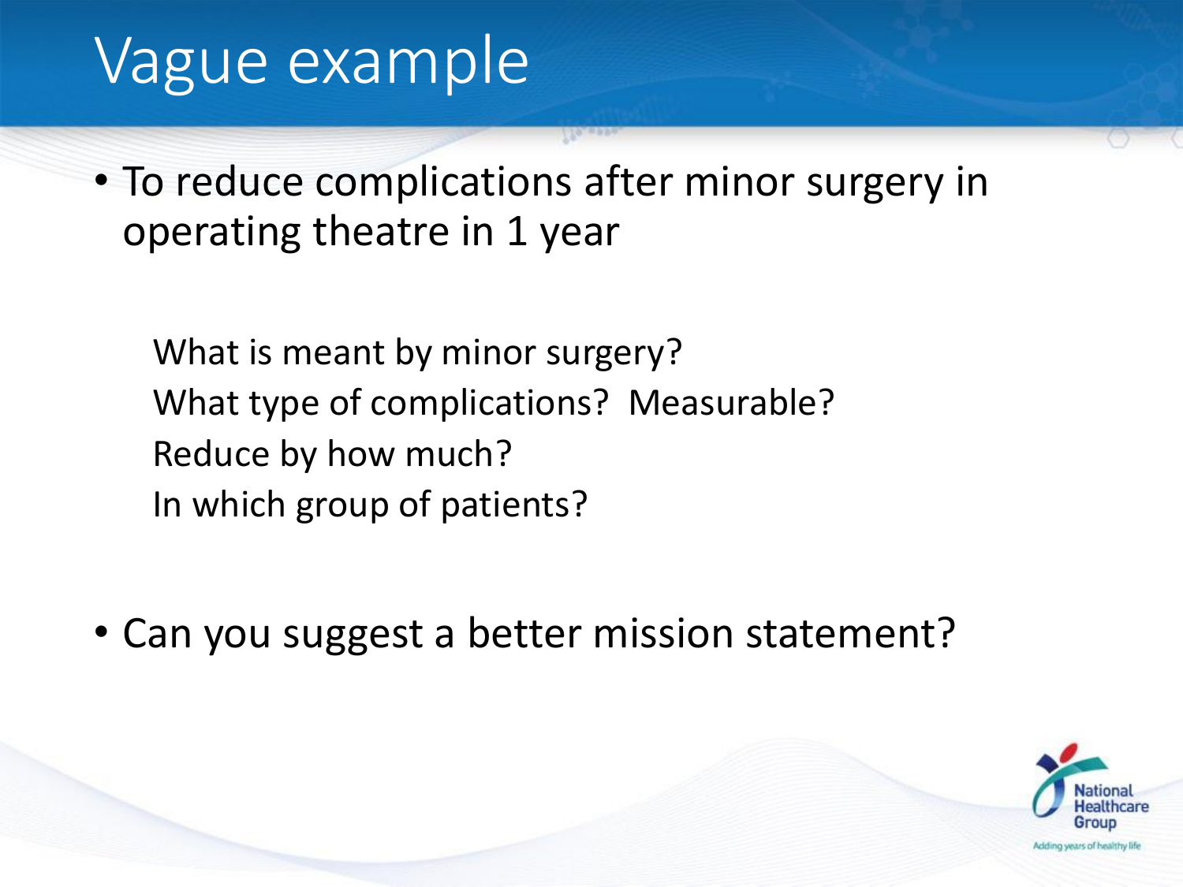# Vague example

- To reduce complications after minor surgery in operating theatre in 1 year

  What is meant by minor surgery?
  What type of complications?  Measurable?
  Reduce by how much?
  In which group of patients?

- Can you suggest a better mission statement?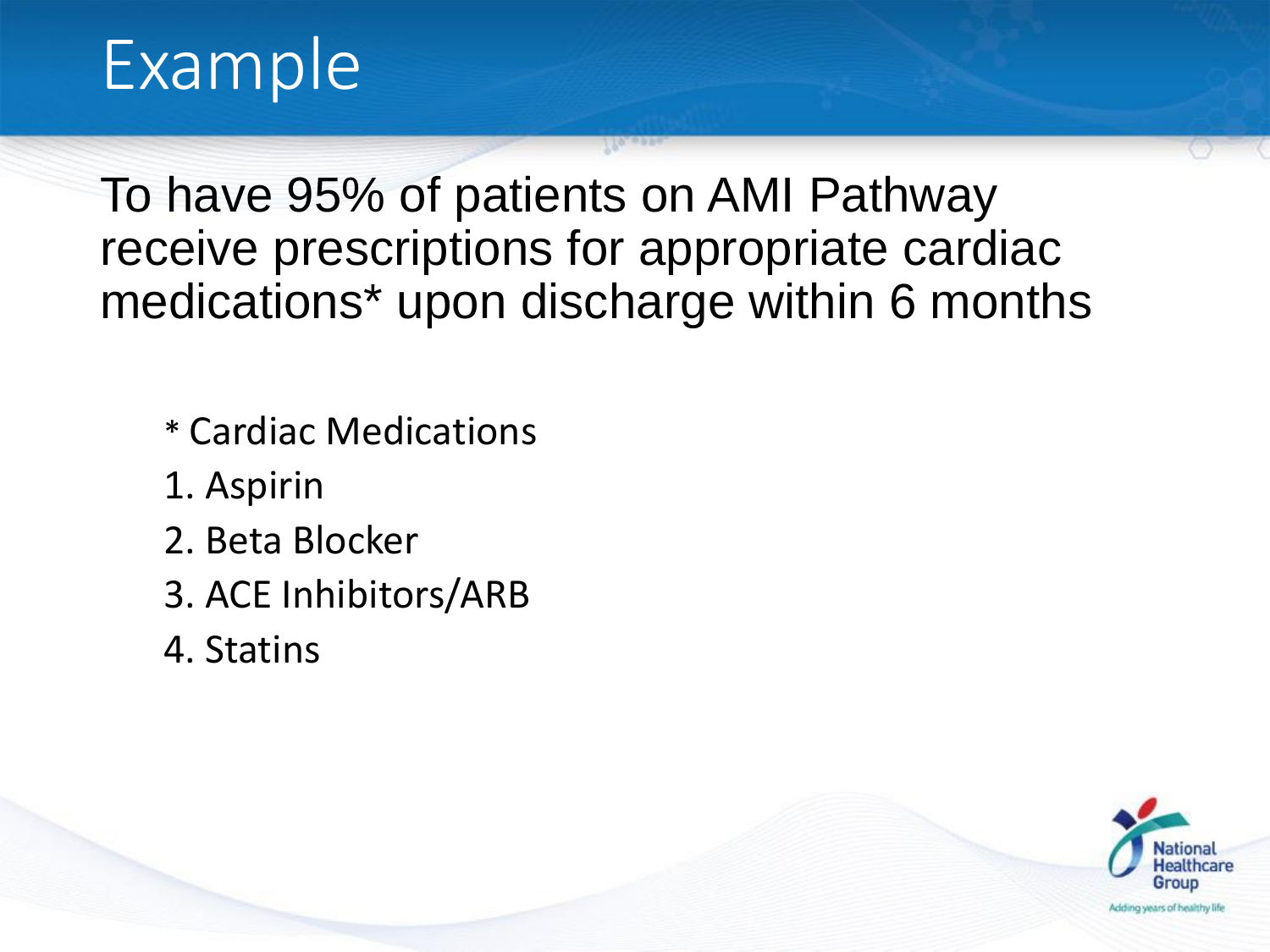# Example

To have 95% of patients on AMI Pathway receive prescriptions for appropriate cardiac medications* upon discharge within 6 months

* Cardiac Medications

1. Aspirin
2. Beta Blocker
3. ACE Inhibitors/ARB
4. Statins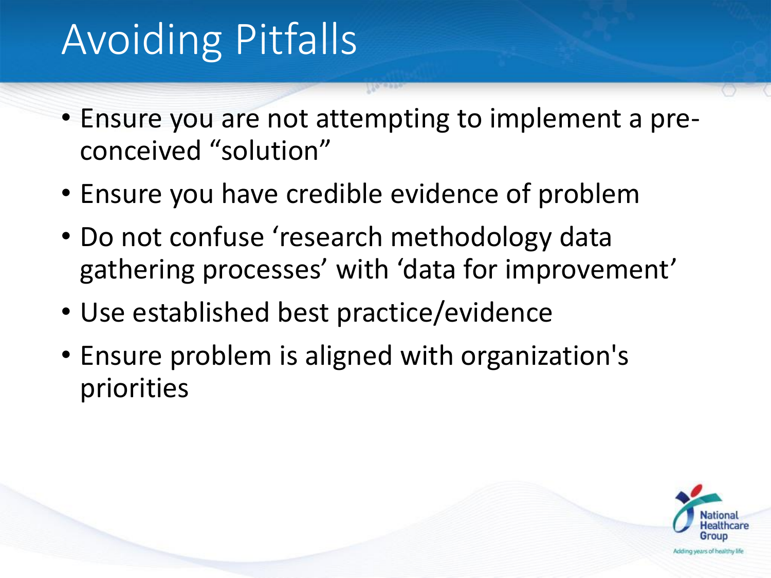# Avoiding Pitfalls

- Ensure you are not attempting to implement a pre-conceived “solution”
- Ensure you have credible evidence of problem
- Do not confuse ‘research methodology data gathering processes’ with ‘data for improvement’
- Use established best practice/evidence
- Ensure problem is aligned with organization's priorities